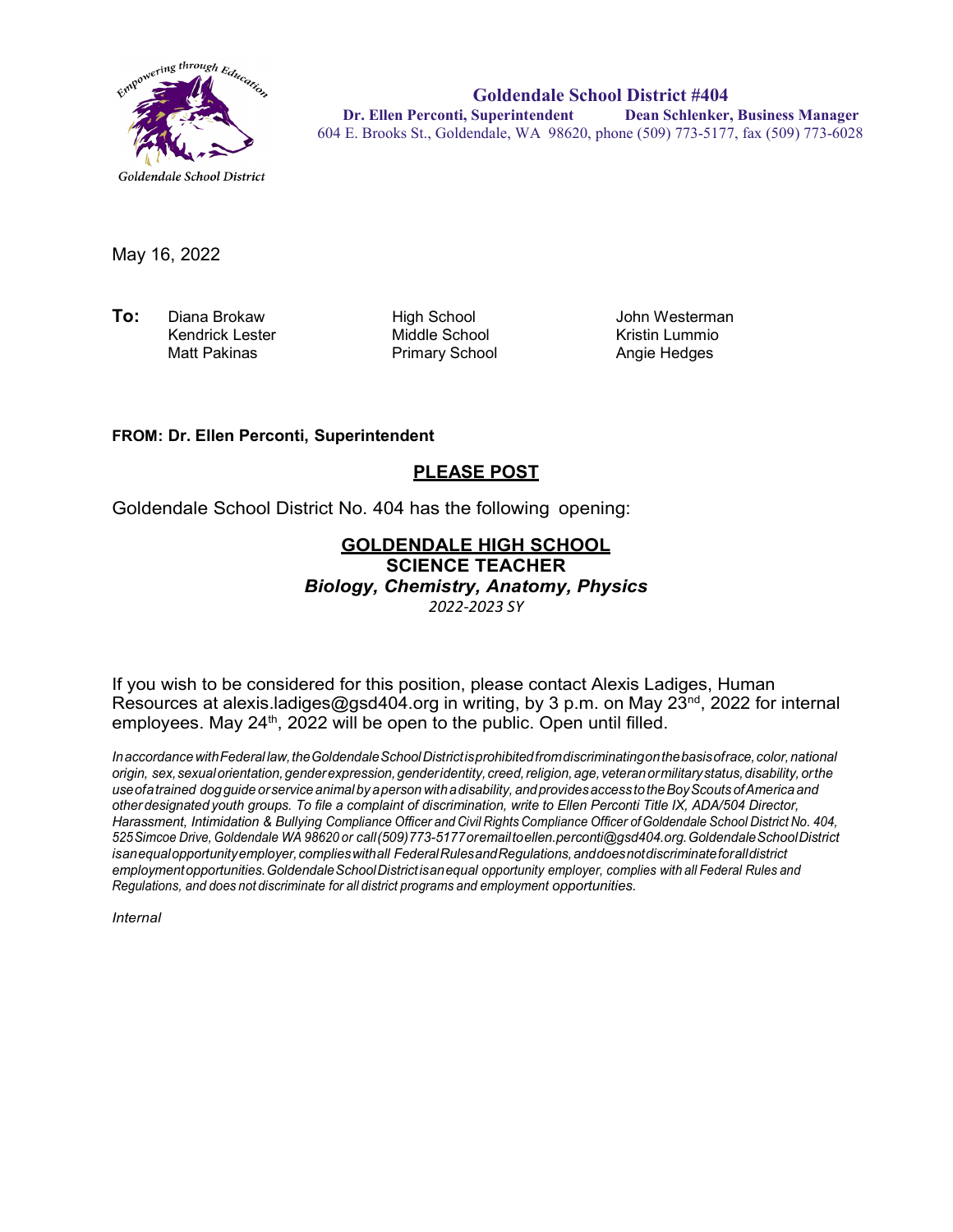Goldendale School District

**Goldendale School District #404**
**Dr. Ellen Perconti, Superintendent** **Dean Schlenker, Business Manager**
604 E. Brooks St., Goldendale, WA 98620, phone (509) 773-5177, fax (509) 773-6028

May 16, 2022

| **To:** | | | |
|---|---|---|---|
| | Diana Brokaw | High School | John Westerman |
| | Kendrick Lester | Middle School | Kristin Lummio |
| | Matt Pakinas | Primary School | Angie Hedges |

**FROM: Dr. Ellen Perconti, Superintendent**

**PLEASE POST**

Goldendale School District No. 404 has the following opening:

**GOLDENDALE HIGH SCHOOL**
**SCIENCE TEACHER**
***Biology, Chemistry, Anatomy, Physics***
*2022-2023 SY*

If you wish to be considered for this position, please contact Alexis Ladiges, Human Resources at alexis.ladiges@gsd404.org in writing, by 3 p.m. on May 23rd, 2022 for internal employees. May 24th, 2022 will be open to the public. Open until filled.

*In accordance with Federal law, the Goldendale School District is prohibited from discriminating on the basis of race, color, national origin, sex, sexual orientation, gender expression, gender identity, creed, religion, age, veteran or military status, disability, or the use of a trained dog guide or service animal by a person with a disability, and provides access to the Boy Scouts of America and other designated youth groups. To file a complaint of discrimination, write to Ellen Perconti Title IX, ADA/504 Director, Harassment, Intimidation & Bullying Compliance Officer and Civil Rights Compliance Officer of Goldendale School District No. 404, 525 Simcoe Drive, Goldendale WA 98620 or call (509) 773-5177 or email to ellen.perconti@gsd404.org. Goldendale School District is an equal opportunity employer, complies with all Federal Rules and Regulations, and does not discriminate for all district employment opportunities. Goldendale School District is an equal opportunity employer, complies with all Federal Rules and Regulations, and does not discriminate for all district programs and employment opportunities.*

*Internal*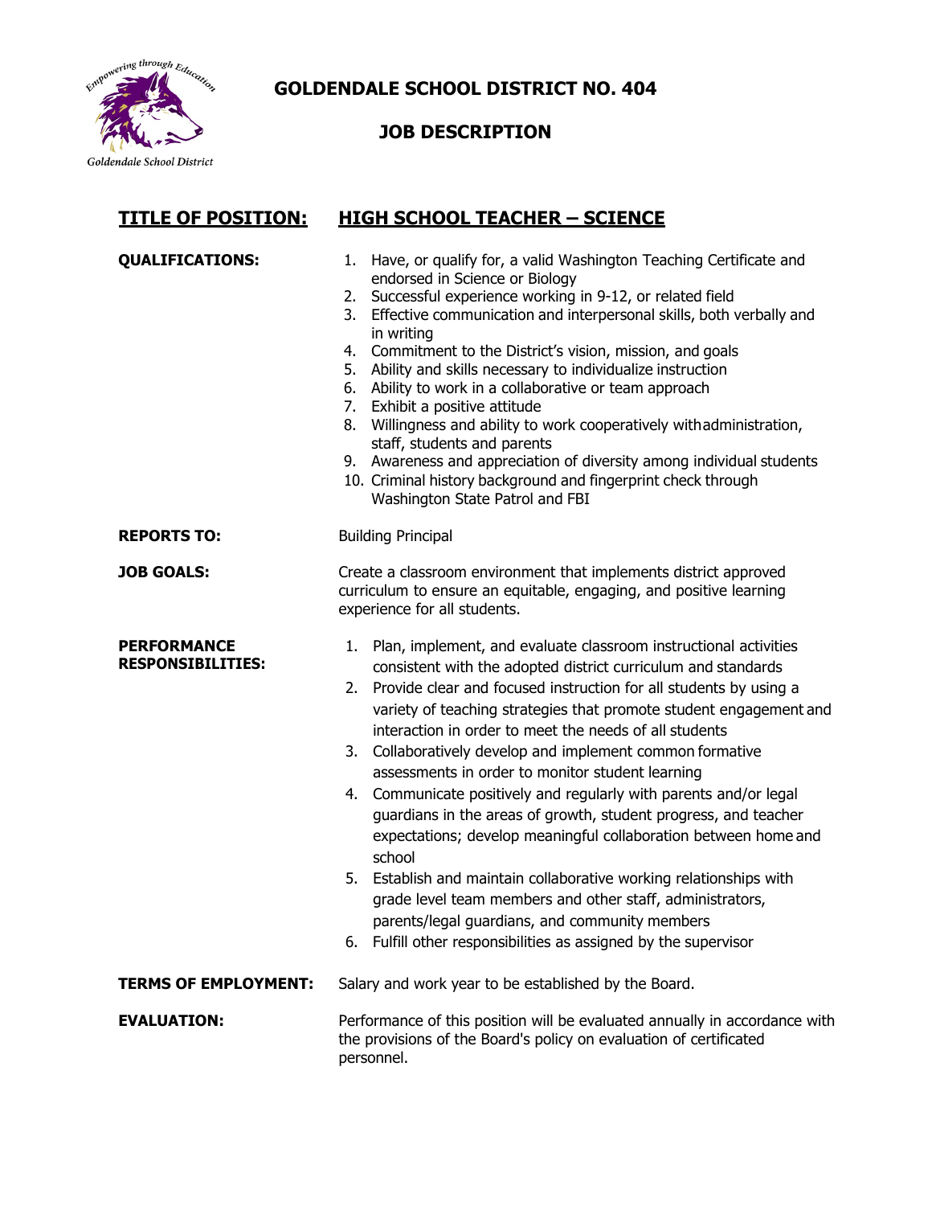Goldendale School District

Empowering through Education

# GOLDENDALE SCHOOL DISTRICT NO. 404

## JOB DESCRIPTION

**TITLE OF POSITION:** **HIGH SCHOOL TEACHER – SCIENCE**

**QUALIFICATIONS:**

1. Have, or qualify for, a valid Washington Teaching Certificate and endorsed in Science or Biology
2. Successful experience working in 9-12, or related field
3. Effective communication and interpersonal skills, both verbally and in writing
4. Commitment to the District's vision, mission, and goals
5. Ability and skills necessary to individualize instruction
6. Ability to work in a collaborative or team approach
7. Exhibit a positive attitude
8. Willingness and ability to work cooperatively withadministration, staff, students and parents
9. Awareness and appreciation of diversity among individual students
10. Criminal history background and fingerprint check through Washington State Patrol and FBI

**REPORTS TO:** Building Principal

**JOB GOALS:** Create a classroom environment that implements district approved curriculum to ensure an equitable, engaging, and positive learning experience for all students.

**PERFORMANCE RESPONSIBILITIES:**

1. Plan, implement, and evaluate classroom instructional activities consistent with the adopted district curriculum and standards
2. Provide clear and focused instruction for all students by using a variety of teaching strategies that promote student engagement and interaction in order to meet the needs of all students
3. Collaboratively develop and implement common formative assessments in order to monitor student learning
4. Communicate positively and regularly with parents and/or legal guardians in the areas of growth, student progress, and teacher expectations; develop meaningful collaboration between home and school
5. Establish and maintain collaborative working relationships with grade level team members and other staff, administrators, parents/legal guardians, and community members
6. Fulfill other responsibilities as assigned by the supervisor

**TERMS OF EMPLOYMENT:** Salary and work year to be established by the Board.

**EVALUATION:** Performance of this position will be evaluated annually in accordance with the provisions of the Board's policy on evaluation of certificated personnel.